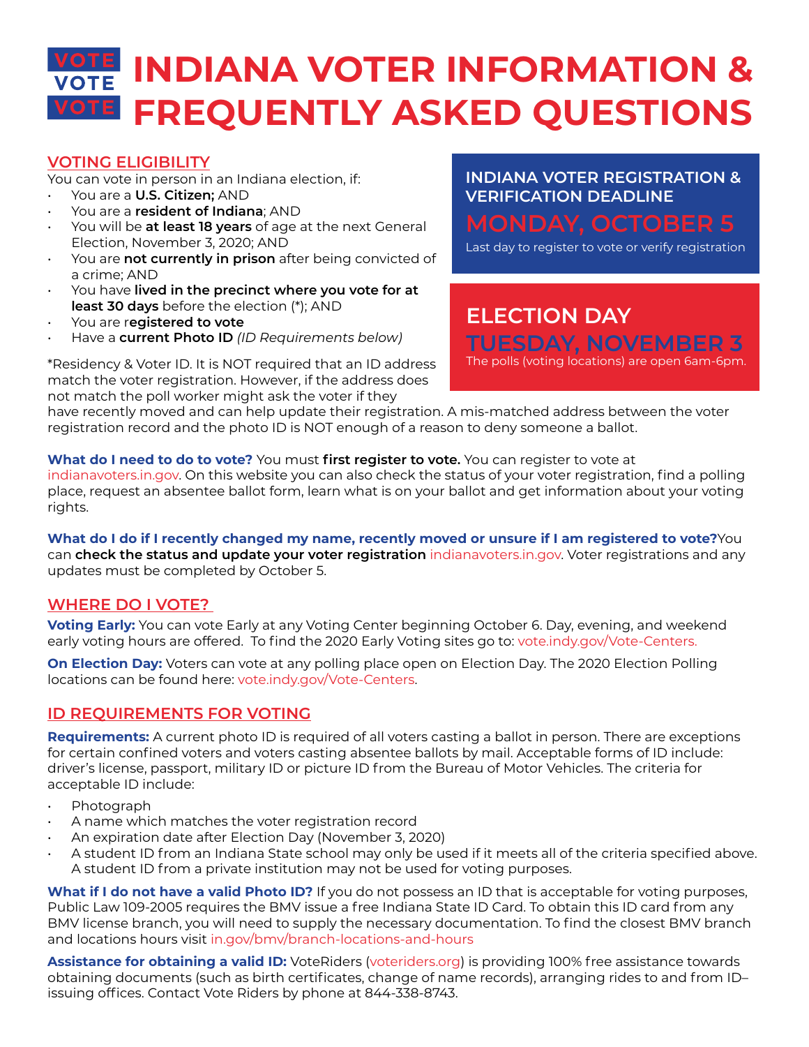# INDIANA VOTER INFORMATION & FREQUENTLY ASKED QUESTIONS

## VOTING ELIGIBILITY

You can vote in person in an Indiana election, if:

- You are a **U.S. Citizen;** AND
- You are a **resident of Indiana**; AND
- You will be **at least 18 years** of age at the next General Election, November 3, 2020; AND
- You are **not currently in prison** after being convicted of a crime; AND
- You have **lived in the precinct where you vote for at least 30 days** before the election (*); AND
- You are r**egistered to vote**
- Have a **current Photo ID** *(ID Requirements below)*

*Residency & Voter ID. It is NOT required that an ID address match the voter registration. However, if the address does not match the poll worker might ask the voter if they have recently moved and can help update their registration. A mis-matched address between the voter registration record and the photo ID is NOT enough of a reason to deny someone a ballot.

**INDIANA VOTER REGISTRATION & VERIFICATION DEADLINE**

**MONDAY, OCTOBER 5**

Last day to register to vote or verify registration

**ELECTION DAY**

**TUESDAY, NOVEMBER 3**

The polls (voting locations) are open 6am-6pm.

**What do I need to do to vote?** You must **first register to vote.** You can register to vote at indianavoters.in.gov. On this website you can also check the status of your voter registration, find a polling place, request an absentee ballot form, learn what is on your ballot and get information about your voting rights.

**What do I do if I recently changed my name, recently moved or unsure if I am registered to vote?**You can **check the status and update your voter registration** indianavoters.in.gov. Voter registrations and any updates must be completed by October 5.

## WHERE DO I VOTE?

**Voting Early:** You can vote Early at any Voting Center beginning October 6. Day, evening, and weekend early voting hours are offered. To find the 2020 Early Voting sites go to: vote.indy.gov/Vote-Centers.

**On Election Day:** Voters can vote at any polling place open on Election Day. The 2020 Election Polling locations can be found here: vote.indy.gov/Vote-Centers.

## ID REQUIREMENTS FOR VOTING

**Requirements:** A current photo ID is required of all voters casting a ballot in person. There are exceptions for certain confined voters and voters casting absentee ballots by mail. Acceptable forms of ID include: driver's license, passport, military ID or picture ID from the Bureau of Motor Vehicles. The criteria for acceptable ID include:

- Photograph
- A name which matches the voter registration record
- An expiration date after Election Day (November 3, 2020)
- A student ID from an Indiana State school may only be used if it meets all of the criteria specified above. A student ID from a private institution may not be used for voting purposes.

**What if I do not have a valid Photo ID?** If you do not possess an ID that is acceptable for voting purposes, Public Law 109-2005 requires the BMV issue a free Indiana State ID Card. To obtain this ID card from any BMV license branch, you will need to supply the necessary documentation. To find the closest BMV branch and locations hours visit in.gov/bmv/branch-locations-and-hours

**Assistance for obtaining a valid ID:** VoteRiders (voteriders.org) is providing 100% free assistance towards obtaining documents (such as birth certificates, change of name records), arranging rides to and from ID–issuing offices. Contact Vote Riders by phone at 844-338-8743.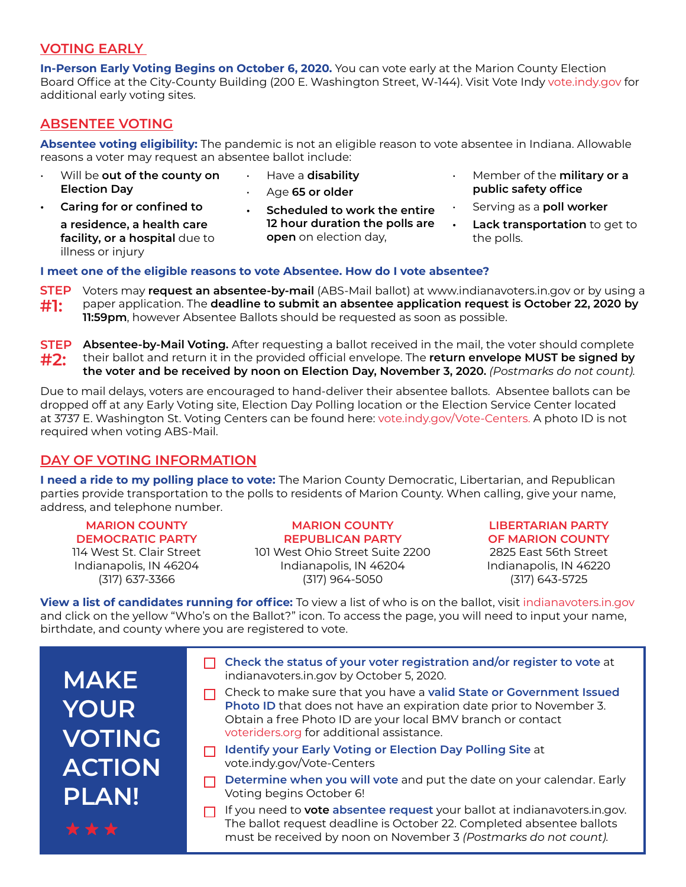## VOTING EARLY

**In-Person Early Voting Begins on October 6, 2020.** You can vote early at the Marion County Election Board Office at the City-County Building (200 E. Washington Street, W-144). Visit Vote Indy vote.indy.gov for additional early voting sites.

## ABSENTEE VOTING

**Absentee voting eligibility:** The pandemic is not an eligible reason to vote absentee in Indiana. Allowable reasons a voter may request an absentee ballot include:

- Will be **out of the county on Election Day**
- **Caring for or confined to a residence, a health care facility, or a hospital** due to illness or injury
- Have a **disability**
- Age **65 or older**
- **Scheduled to work the entire 12 hour duration the polls are open** on election day,
- Member of the **military or a public safety office**
- Serving as a **poll worker**
- **Lack transportation** to get to the polls.

**I meet one of the eligible reasons to vote Absentee. How do I vote absentee?**

**STEP #1:** Voters may **request an absentee-by-mail** (ABS-Mail ballot) at www.indianavoters.in.gov or by using a paper application. The **deadline to submit an absentee application request is October 22, 2020 by 11:59pm**, however Absentee Ballots should be requested as soon as possible.

**STEP #2:** **Absentee-by-Mail Voting.** After requesting a ballot received in the mail, the voter should complete their ballot and return it in the provided official envelope. The **return envelope MUST be signed by the voter and be received by noon on Election Day, November 3, 2020.** *(Postmarks do not count).*

Due to mail delays, voters are encouraged to hand-deliver their absentee ballots. Absentee ballots can be dropped off at any Early Voting site, Election Day Polling location or the Election Service Center located at 3737 E. Washington St. Voting Centers can be found here: vote.indy.gov/Vote-Centers. A photo ID is not required when voting ABS-Mail.

## DAY OF VOTING INFORMATION

**I need a ride to my polling place to vote:** The Marion County Democratic, Libertarian, and Republican parties provide transportation to the polls to residents of Marion County. When calling, give your name, address, and telephone number.

**MARION COUNTY DEMOCRATIC PARTY**
114 West St. Clair Street
Indianapolis, IN 46204
(317) 637-3366

**MARION COUNTY REPUBLICAN PARTY**
101 West Ohio Street Suite 2200
Indianapolis, IN 46204
(317) 964-5050

**LIBERTARIAN PARTY OF MARION COUNTY**
2825 East 56th Street
Indianapolis, IN 46220
(317) 643-5725

**View a list of candidates running for office:** To view a list of who is on the ballot, visit indianavoters.in.gov and click on the yellow "Who's on the Ballot?" icon. To access the page, you will need to input your name, birthdate, and county where you are registered to vote.

## MAKE YOUR VOTING ACTION PLAN!

★ ★ ★

- ☐ **Check the status of your voter registration and/or register to vote** at indianavoters.in.gov by October 5, 2020.
- ☐ Check to make sure that you have a **valid State or Government Issued Photo ID** that does not have an expiration date prior to November 3. Obtain a free Photo ID are your local BMV branch or contact voteriders.org for additional assistance.
- ☐ **Identify your Early Voting or Election Day Polling Site** at vote.indy.gov/Vote-Centers
- ☐ **Determine when you will vote** and put the date on your calendar. Early Voting begins October 6!
- ☐ If you need to **vote absentee request** your ballot at indianavoters.in.gov. The ballot request deadline is October 22. Completed absentee ballots must be received by noon on November 3 *(Postmarks do not count).*